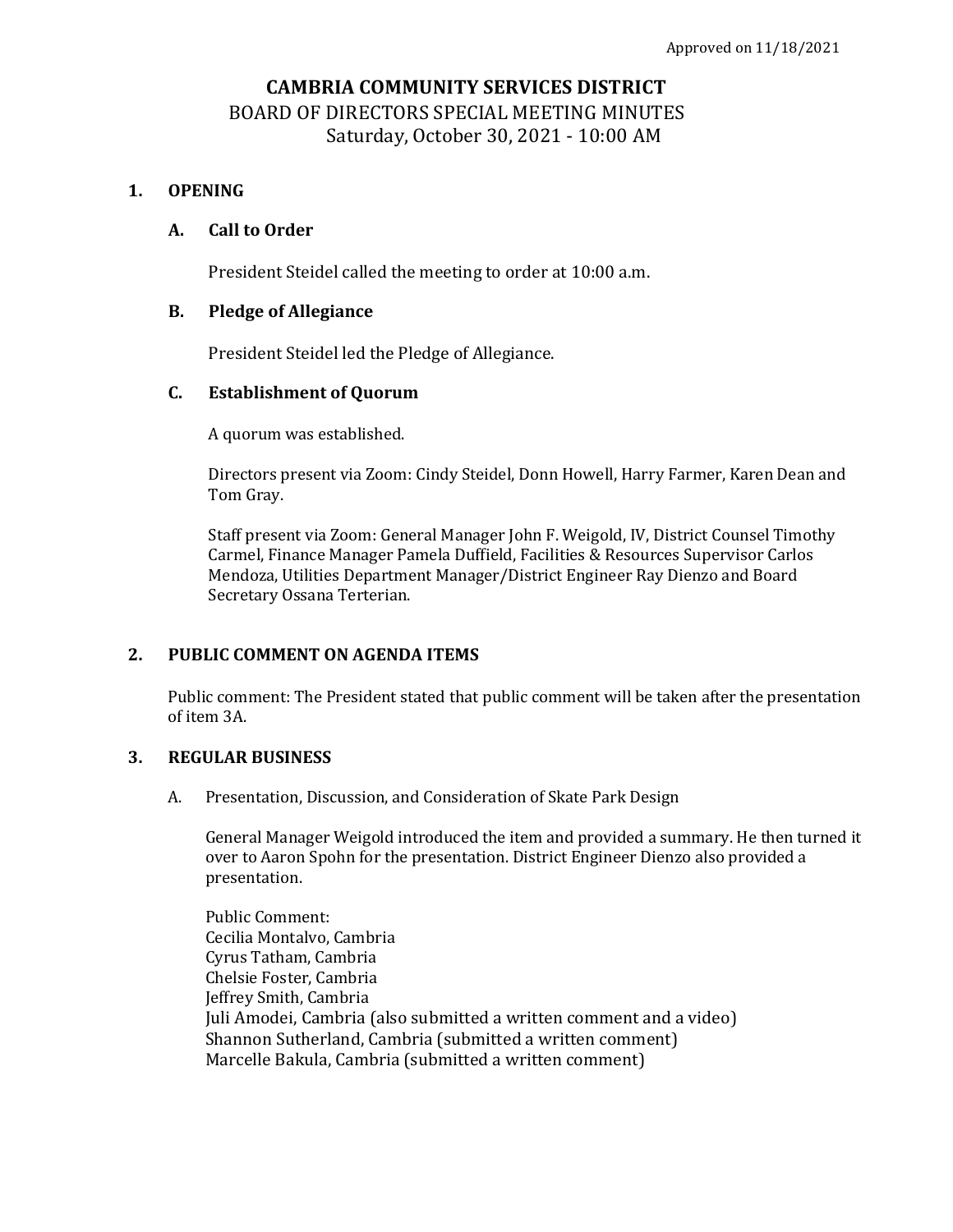Approved on 11/18/2021

# CAMBRIA COMMUNITY SERVICES DISTRICT

BOARD OF DIRECTORS SPECIAL MEETING MINUTES
Saturday, October 30, 2021 - 10:00 AM

## 1. OPENING

### A. Call to Order

President Steidel called the meeting to order at 10:00 a.m.

### B. Pledge of Allegiance

President Steidel led the Pledge of Allegiance.

### C. Establishment of Quorum

A quorum was established.

Directors present via Zoom: Cindy Steidel, Donn Howell, Harry Farmer, Karen Dean and Tom Gray.

Staff present via Zoom: General Manager John F. Weigold, IV, District Counsel Timothy Carmel, Finance Manager Pamela Duffield, Facilities & Resources Supervisor Carlos Mendoza, Utilities Department Manager/District Engineer Ray Dienzo and Board Secretary Ossana Terterian.

## 2. PUBLIC COMMENT ON AGENDA ITEMS

Public comment: The President stated that public comment will be taken after the presentation of item 3A.

## 3. REGULAR BUSINESS

A. Presentation, Discussion, and Consideration of Skate Park Design

General Manager Weigold introduced the item and provided a summary. He then turned it over to Aaron Spohn for the presentation. District Engineer Dienzo also provided a presentation.

Public Comment:
Cecilia Montalvo, Cambria
Cyrus Tatham, Cambria
Chelsie Foster, Cambria
Jeffrey Smith, Cambria
Juli Amodei, Cambria (also submitted a written comment and a video)
Shannon Sutherland, Cambria (submitted a written comment)
Marcelle Bakula, Cambria (submitted a written comment)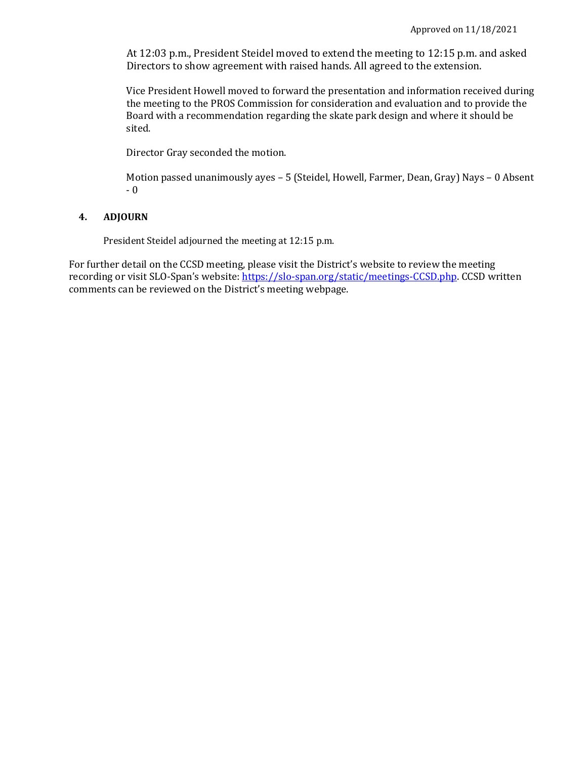Approved on 11/18/2021

At 12:03 p.m., President Steidel moved to extend the meeting to 12:15 p.m. and asked Directors to show agreement with raised hands. All agreed to the extension.

Vice President Howell moved to forward the presentation and information received during the meeting to the PROS Commission for consideration and evaluation and to provide the Board with a recommendation regarding the skate park design and where it should be sited.

Director Gray seconded the motion.

Motion passed unanimously ayes – 5 (Steidel, Howell, Farmer, Dean, Gray) Nays – 0 Absent - 0

**4. ADJOURN**

President Steidel adjourned the meeting at 12:15 p.m.

For further detail on the CCSD meeting, please visit the District's website to review the meeting recording or visit SLO-Span's website: [https://slo-span.org/static/meetings-CCSD.php](https://slo-span.org/static/meetings-CCSD.php). CCSD written comments can be reviewed on the District's meeting webpage.